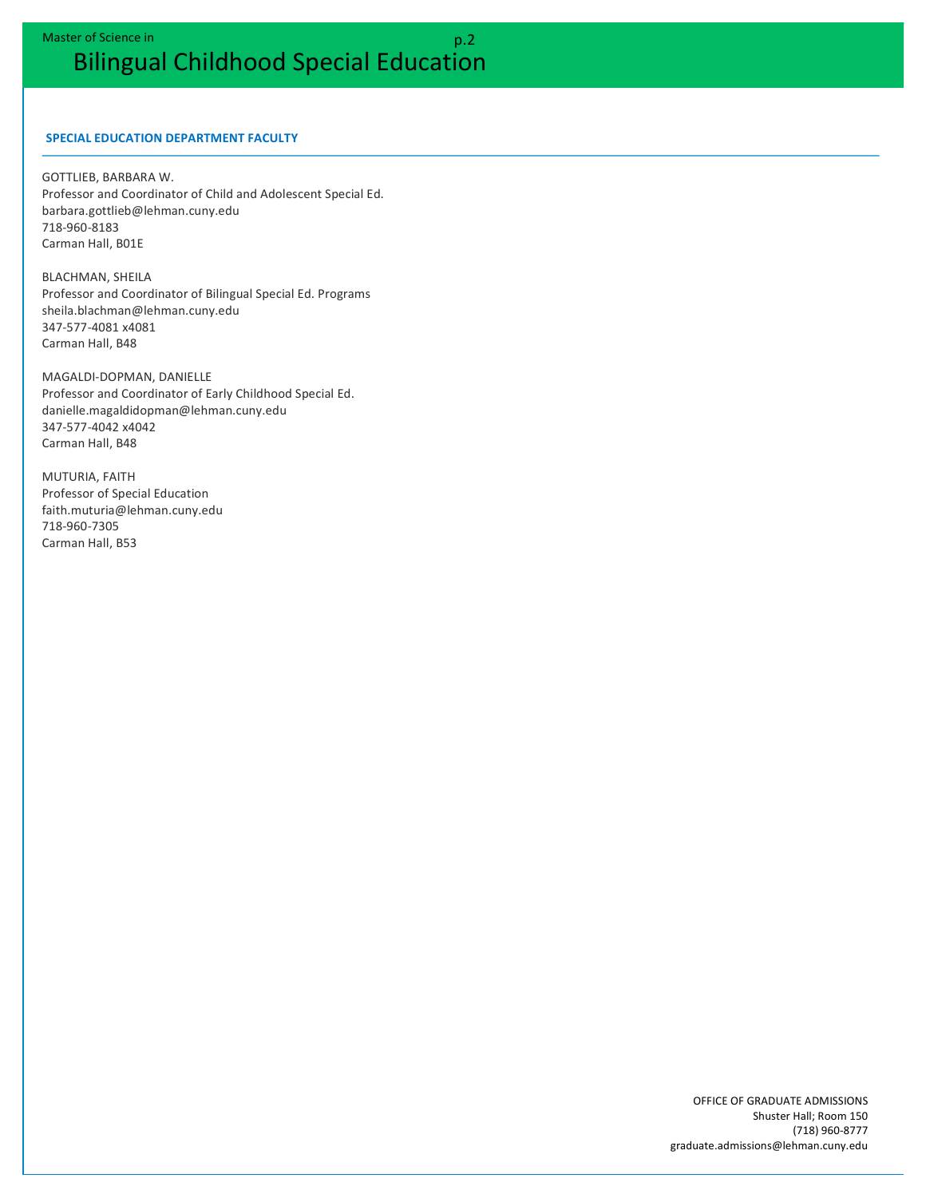## SPECIAL EDUCATION DEPARTMENT FACULTY

GOTTLIEB, BARBARA W.
Professor and Coordinator of Child and Adolescent Special Ed.
barbara.gottlieb@lehman.cuny.edu
718-960-8183
Carman Hall, B01E

BLACHMAN, SHEILA
Professor and Coordinator of Bilingual Special Ed. Programs
sheila.blachman@lehman.cuny.edu
347-577-4081 x4081
Carman Hall, B48

MAGALDI-DOPMAN, DANIELLE
Professor and Coordinator of Early Childhood Special Ed.
danielle.magaldidopman@lehman.cuny.edu
347-577-4042 x4042
Carman Hall, B48

MUTURIA, FAITH
Professor of Special Education
faith.muturia@lehman.cuny.edu
718-960-7305
Carman Hall, B53

OFFICE OF GRADUATE ADMISSIONS
Shuster Hall; Room 150
(718) 960-8777
graduate.admissions@lehman.cuny.edu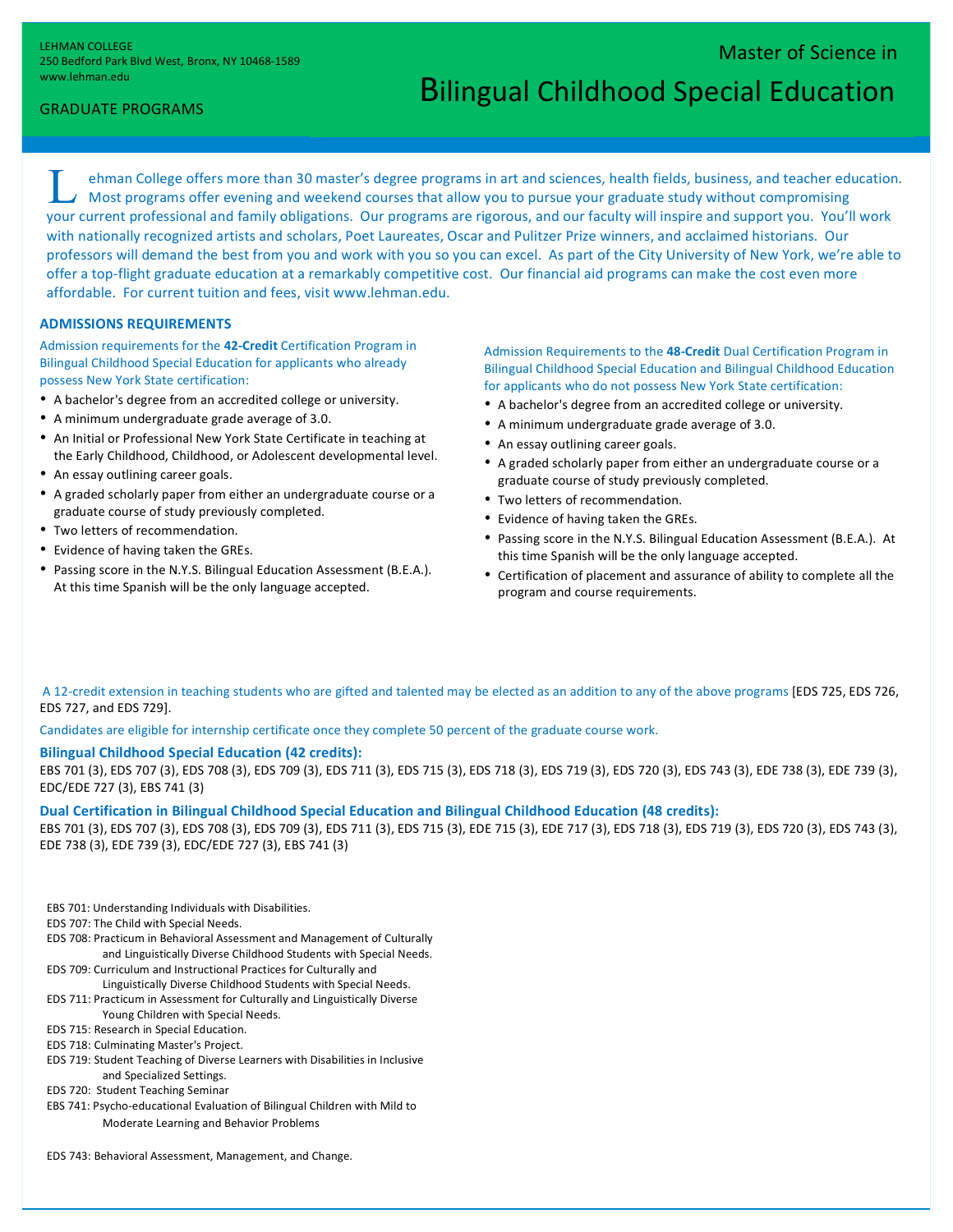LEHMAN COLLEGE
250 Bedford Park Blvd West, Bronx, NY 10468-1589
www.lehman.edu

GRADUATE PROGRAMS

# Master of Science in Bilingual Childhood Special Education

Lehman College offers more than 30 master's degree programs in art and sciences, health fields, business, and teacher education. Most programs offer evening and weekend courses that allow you to pursue your graduate study without compromising your current professional and family obligations. Our programs are rigorous, and our faculty will inspire and support you. You'll work with nationally recognized artists and scholars, Poet Laureates, Oscar and Pulitzer Prize winners, and acclaimed historians. Our professors will demand the best from you and work with you so you can excel. As part of the City University of New York, we're able to offer a top-flight graduate education at a remarkably competitive cost. Our financial aid programs can make the cost even more affordable. For current tuition and fees, visit www.lehman.edu.

## ADMISSIONS REQUIREMENTS

Admission requirements for the **42-Credit** Certification Program in Bilingual Childhood Special Education for applicants who already possess New York State certification:

- A bachelor's degree from an accredited college or university.
- A minimum undergraduate grade average of 3.0.
- An Initial or Professional New York State Certificate in teaching at the Early Childhood, Childhood, or Adolescent developmental level.
- An essay outlining career goals.
- A graded scholarly paper from either an undergraduate course or a graduate course of study previously completed.
- Two letters of recommendation.
- Evidence of having taken the GREs.
- Passing score in the N.Y.S. Bilingual Education Assessment (B.E.A.). At this time Spanish will be the only language accepted.

Admission Requirements to the **48-Credit** Dual Certification Program in Bilingual Childhood Special Education and Bilingual Childhood Education for applicants who do not possess New York State certification:

- A bachelor's degree from an accredited college or university.
- A minimum undergraduate grade average of 3.0.
- An essay outlining career goals.
- A graded scholarly paper from either an undergraduate course or a graduate course of study previously completed.
- Two letters of recommendation.
- Evidence of having taken the GREs.
- Passing score in the N.Y.S. Bilingual Education Assessment (B.E.A.). At this time Spanish will be the only language accepted.
- Certification of placement and assurance of ability to complete all the program and course requirements.

A 12-credit extension in teaching students who are gifted and talented may be elected as an addition to any of the above programs [EDS 725, EDS 726, EDS 727, and EDS 729].

Candidates are eligible for internship certificate once they complete 50 percent of the graduate course work.

### Bilingual Childhood Special Education (42 credits):

EBS 701 (3), EDS 707 (3), EDS 708 (3), EDS 709 (3), EDS 711 (3), EDS 715 (3), EDS 718 (3), EDS 719 (3), EDS 720 (3), EDS 743 (3), EDE 738 (3), EDE 739 (3), EDC/EDE 727 (3), EBS 741 (3)

### Dual Certification in Bilingual Childhood Special Education and Bilingual Childhood Education (48 credits):

EBS 701 (3), EDS 707 (3), EDS 708 (3), EDS 709 (3), EDS 711 (3), EDS 715 (3), EDE 715 (3), EDE 717 (3), EDS 718 (3), EDS 719 (3), EDS 720 (3), EDS 743 (3), EDE 738 (3), EDE 739 (3), EDC/EDE 727 (3), EBS 741 (3)

EBS 701: Understanding Individuals with Disabilities.
EDS 707: The Child with Special Needs.
EDS 708: Practicum in Behavioral Assessment and Management of Culturally and Linguistically Diverse Childhood Students with Special Needs.
EDS 709: Curriculum and Instructional Practices for Culturally and Linguistically Diverse Childhood Students with Special Needs.
EDS 711: Practicum in Assessment for Culturally and Linguistically Diverse Young Children with Special Needs.
EDS 715: Research in Special Education.
EDS 718: Culminating Master's Project.
EDS 719: Student Teaching of Diverse Learners with Disabilities in Inclusive and Specialized Settings.
EDS 720: Student Teaching Seminar
EBS 741: Psycho-educational Evaluation of Bilingual Children with Mild to Moderate Learning and Behavior Problems

EDS 743: Behavioral Assessment, Management, and Change.